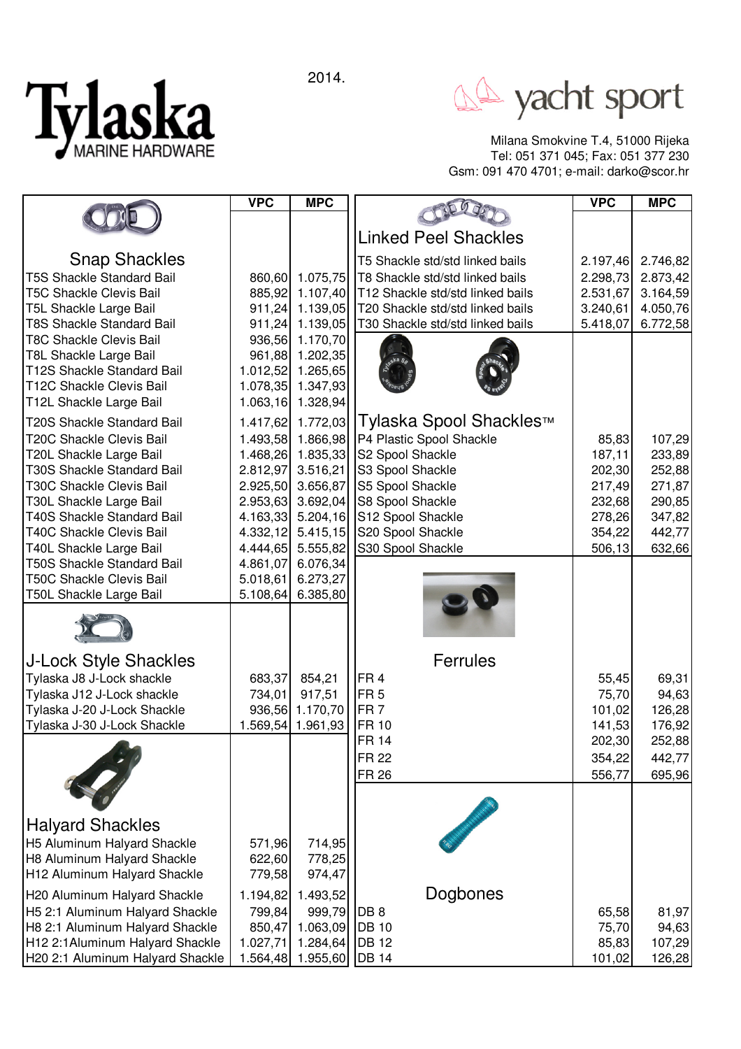2014.

# Tylaska MARINE HARDWARE

**yacht sport**

Milana Smokvine T.4, 51000 Rijeka
Tel: 051 371 045; Fax: 051 377 230
Gsm: 091 470 4701; e-mail: darko@scor.hr

## Snap Shackles

| Snap Shackles | VPC | MPC |
|---|---|---|
| T5S Shackle Standard Bail | 860,60 | 1.075,75 |
| T5C Shackle Clevis Bail | 885,92 | 1.107,40 |
| T5L Shackle Large Bail | 911,24 | 1.139,05 |
| T8S Shackle Standard Bail | 911,24 | 1.139,05 |
| T8C Shackle Clevis Bail | 936,56 | 1.170,70 |
| T8L Shackle Large Bail | 961,88 | 1.202,35 |
| T12S Shackle Standard Bail | 1.012,52 | 1.265,65 |
| T12C Shackle Clevis Bail | 1.078,35 | 1.347,93 |
| T12L Shackle Large Bail | 1.063,16 | 1.328,94 |
| T20S Shackle Standard Bail | 1.417,62 | 1.772,03 |
| T20C Shackle Clevis Bail | 1.493,58 | 1.866,98 |
| T20L Shackle Large Bail | 1.468,26 | 1.835,33 |
| T30S Shackle Standard Bail | 2.812,97 | 3.516,21 |
| T30C Shackle Clevis Bail | 2.925,50 | 3.656,87 |
| T30L Shackle Large Bail | 2.953,63 | 3.692,04 |
| T40S Shackle Standard Bail | 4.163,33 | 5.204,16 |
| T40C Shackle Clevis Bail | 4.332,12 | 5.415,15 |
| T40L Shackle Large Bail | 4.444,65 | 5.555,82 |
| T50S Shackle Standard Bail | 4.861,07 | 6.076,34 |
| T50C Shackle Clevis Bail | 5.018,61 | 6.273,27 |
| T50L Shackle Large Bail | 5.108,64 | 6.385,80 |

## J-Lock Style Shackles

| J-Lock Style Shackles | VPC | MPC |
|---|---|---|
| Tylaska J8 J-Lock shackle | 683,37 | 854,21 |
| Tylaska J12 J-Lock shackle | 734,01 | 917,51 |
| Tylaska J-20 J-Lock Shackle | 936,56 | 1.170,70 |
| Tylaska J-30 J-Lock Shackle | 1.569,54 | 1.961,93 |

## Halyard Shackles

| Halyard Shackles | VPC | MPC |
|---|---|---|
| H5 Aluminum Halyard Shackle | 571,96 | 714,95 |
| H8 Aluminum Halyard Shackle | 622,60 | 778,25 |
| H12 Aluminum Halyard Shackle | 779,58 | 974,47 |
| H20 Aluminum Halyard Shackle | 1.194,82 | 1.493,52 |
| H5 2:1 Aluminum Halyard Shackle | 799,84 | 999,79 |
| H8 2:1 Aluminum Halyard Shackle | 850,47 | 1.063,09 |
| H12 2:1Aluminum Halyard Shackle | 1.027,71 | 1.284,64 |
| H20 2:1 Aluminum Halyard Shackle | 1.564,48 | 1.955,60 |

## Linked Peel Shackles

| Linked Peel Shackles | VPC | MPC |
|---|---|---|
| T5 Shackle std/std linked bails | 2.197,46 | 2.746,82 |
| T8 Shackle std/std linked bails | 2.298,73 | 2.873,42 |
| T12 Shackle std/std linked bails | 2.531,67 | 3.164,59 |
| T20 Shackle std/std linked bails | 3.240,61 | 4.050,76 |
| T30 Shackle std/std linked bails | 5.418,07 | 6.772,58 |

## Tylaska Spool Shackles™

| Tylaska Spool Shackles™ | VPC | MPC |
|---|---|---|
| P4 Plastic Spool Shackle | 85,83 | 107,29 |
| S2 Spool Shackle | 187,11 | 233,89 |
| S3 Spool Shackle | 202,30 | 252,88 |
| S5 Spool Shackle | 217,49 | 271,87 |
| S8 Spool Shackle | 232,68 | 290,85 |
| S12 Spool Shackle | 278,26 | 347,82 |
| S20 Spool Shackle | 354,22 | 442,77 |
| S30 Spool Shackle | 506,13 | 632,66 |

## Ferrules

| Ferrules | VPC | MPC |
|---|---|---|
| FR 4 | 55,45 | 69,31 |
| FR 5 | 75,70 | 94,63 |
| FR 7 | 101,02 | 126,28 |
| FR 10 | 141,53 | 176,92 |
| FR 14 | 202,30 | 252,88 |
| FR 22 | 354,22 | 442,77 |
| FR 26 | 556,77 | 695,96 |

## Dogbones

| Dogbones | VPC | MPC |
|---|---|---|
| DB 8 | 65,58 | 81,97 |
| DB 10 | 75,70 | 94,63 |
| DB 12 | 85,83 | 107,29 |
| DB 14 | 101,02 | 126,28 |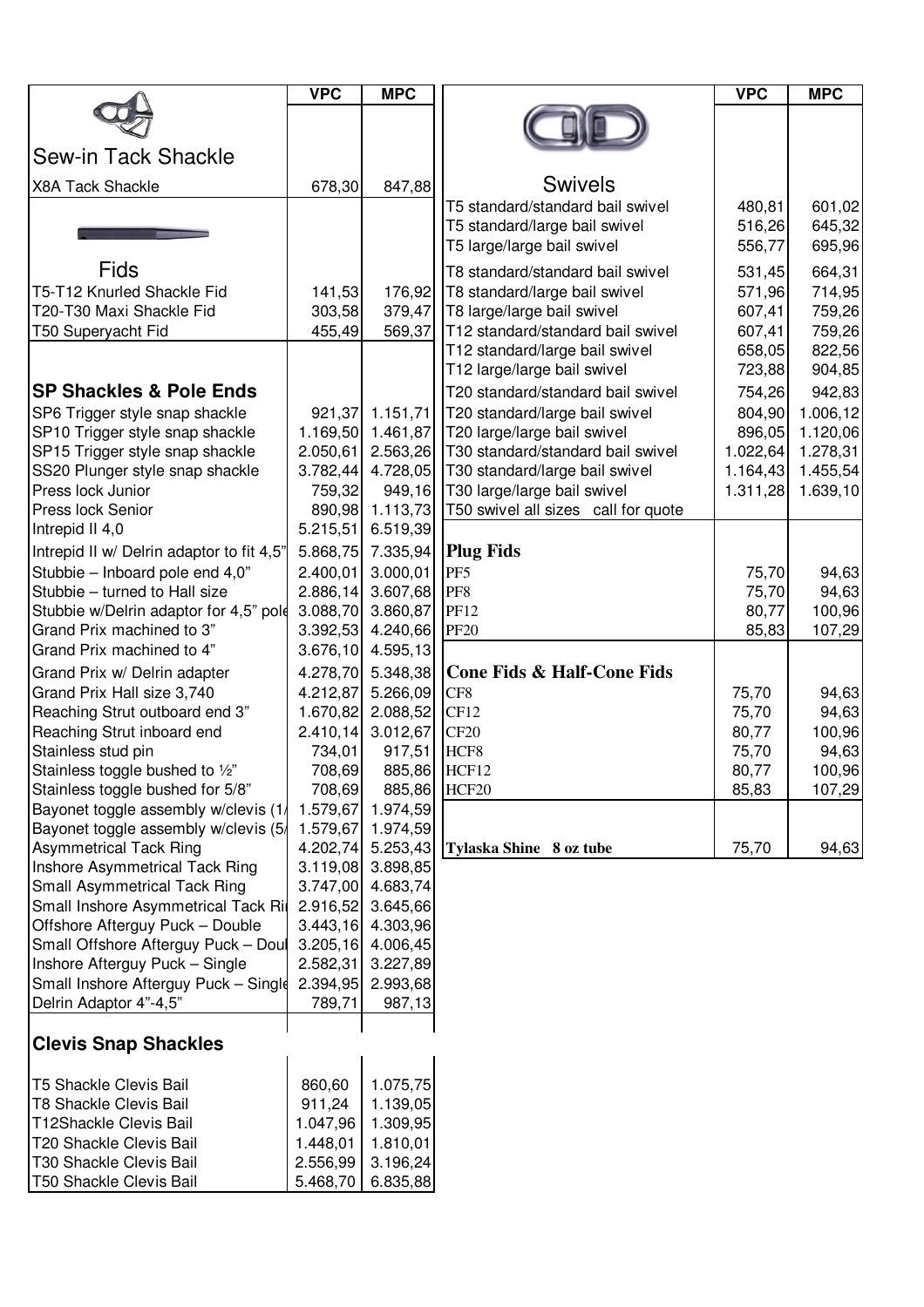| | VPC | MPC |
|---|---|---|
| **Sew-in Tack Shackle** | | |
| X8A Tack Shackle | 678,30 | 847,88 |
| **Fids** | | |
| T5-T12 Knurled Shackle Fid | 141,53 | 176,92 |
| T20-T30 Maxi Shackle Fid | 303,58 | 379,47 |
| T50 Superyacht Fid | 455,49 | 569,37 |
| **SP Shackles & Pole Ends** | | |
| SP6 Trigger style snap shackle | 921,37 | 1.151,71 |
| SP10 Trigger style snap shackle | 1.169,50 | 1.461,87 |
| SP15 Trigger style snap shackle | 2.050,61 | 2.563,26 |
| SS20 Plunger style snap shackle | 3.782,44 | 4.728,05 |
| Press lock Junior | 759,32 | 949,16 |
| Press lock Senior | 890,98 | 1.113,73 |
| Intrepid II 4,0 | 5.215,51 | 6.519,39 |
| Intrepid II w/ Delrin adaptor to fit 4,5" | 5.868,75 | 7.335,94 |
| Stubbie – Inboard pole end 4,0" | 2.400,01 | 3.000,01 |
| Stubbie – turned to Hall size | 2.886,14 | 3.607,68 |
| Stubbie w/Delrin adaptor for 4,5" pole | 3.088,70 | 3.860,87 |
| Grand Prix machined to 3" | 3.392,53 | 4.240,66 |
| Grand Prix machined to 4" | 3.676,10 | 4.595,13 |
| Grand Prix w/ Delrin adapter | 4.278,70 | 5.348,38 |
| Grand Prix Hall size 3,740 | 4.212,87 | 5.266,09 |
| Reaching Strut outboard end 3" | 1.670,82 | 2.088,52 |
| Reaching Strut inboard end | 2.410,14 | 3.012,67 |
| Stainless stud pin | 734,01 | 917,51 |
| Stainless toggle bushed to ½" | 708,69 | 885,86 |
| Stainless toggle bushed for 5/8" | 708,69 | 885,86 |
| Bayonet toggle assembly w/clevis (1/ | 1.579,67 | 1.974,59 |
| Bayonet toggle assembly w/clevis (5/ | 1.579,67 | 1.974,59 |
| Asymmetrical Tack Ring | 4.202,74 | 5.253,43 |
| Inshore Asymmetrical Tack Ring | 3.119,08 | 3.898,85 |
| Small Asymmetrical Tack Ring | 3.747,00 | 4.683,74 |
| Small Inshore Asymmetrical Tack Ri | 2.916,52 | 3.645,66 |
| Offshore Afterguy Puck – Double | 3.443,16 | 4.303,96 |
| Small Offshore Afterguy Puck – Doul | 3.205,16 | 4.006,45 |
| Inshore Afterguy Puck – Single | 2.582,31 | 3.227,89 |
| Small Inshore Afterguy Puck – Single | 2.394,95 | 2.993,68 |
| Delrin Adaptor 4"-4,5" | 789,71 | 987,13 |
| **Clevis Snap Shackles** | | |
| T5 Shackle Clevis Bail | 860,60 | 1.075,75 |
| T8 Shackle Clevis Bail | 911,24 | 1.139,05 |
| T12Shackle Clevis Bail | 1.047,96 | 1.309,95 |
| T20 Shackle Clevis Bail | 1.448,01 | 1.810,01 |
| T30 Shackle Clevis Bail | 2.556,99 | 3.196,24 |
| T50 Shackle Clevis Bail | 5.468,70 | 6.835,88 |

| | VPC | MPC |
|---|---|---|
| **Swivels** | | |
| T5 standard/standard bail swivel | 480,81 | 601,02 |
| T5 standard/large bail swivel | 516,26 | 645,32 |
| T5 large/large bail swivel | 556,77 | 695,96 |
| T8 standard/standard bail swivel | 531,45 | 664,31 |
| T8 standard/large bail swivel | 571,96 | 714,95 |
| T8 large/large bail swivel | 607,41 | 759,26 |
| T12 standard/standard bail swivel | 607,41 | 759,26 |
| T12 standard/large bail swivel | 658,05 | 822,56 |
| T12 large/large bail swivel | 723,88 | 904,85 |
| T20 standard/standard bail swivel | 754,26 | 942,83 |
| T20 standard/large bail swivel | 804,90 | 1.006,12 |
| T20 large/large bail swivel | 896,05 | 1.120,06 |
| T30 standard/standard bail swivel | 1.022,64 | 1.278,31 |
| T30 standard/large bail swivel | 1.164,43 | 1.455,54 |
| T30 large/large bail swivel | 1.311,28 | 1.639,10 |
| T50 swivel all sizes call for quote | | |
| **Plug Fids** | | |
| PF5 | 75,70 | 94,63 |
| PF8 | 75,70 | 94,63 |
| PF12 | 80,77 | 100,96 |
| PF20 | 85,83 | 107,29 |
| **Cone Fids & Half-Cone Fids** | | |
| CF8 | 75,70 | 94,63 |
| CF12 | 75,70 | 94,63 |
| CF20 | 80,77 | 100,96 |
| HCF8 | 75,70 | 94,63 |
| HCF12 | 80,77 | 100,96 |
| HCF20 | 85,83 | 107,29 |
| **Tylaska Shine 8 oz tube** | 75,70 | 94,63 |